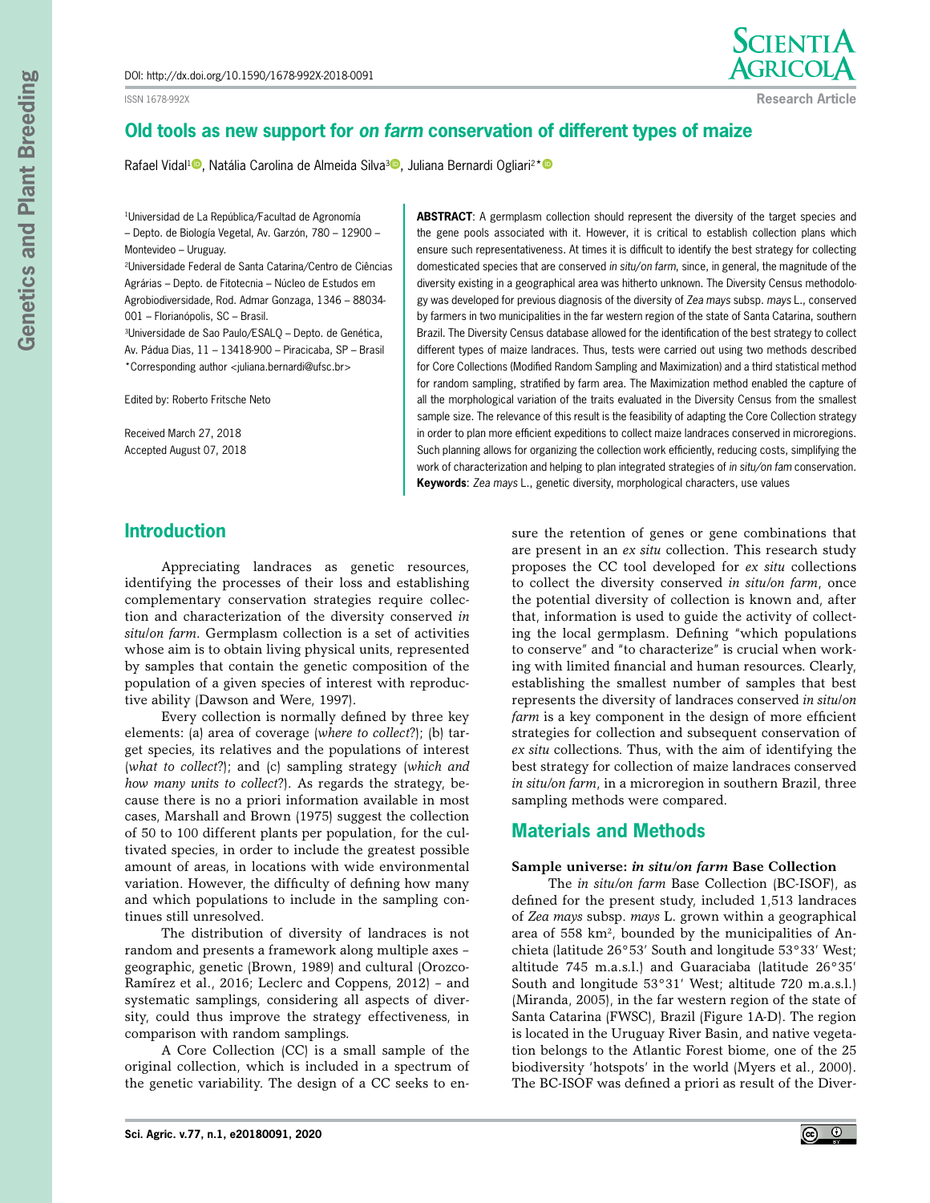DOI: http://dx.doi.org/10.1590/1678-992X-2018-0091

Research Article

# Old tools as new support for *on farm* conservation of different types of maize

Rafael Vidal[1], Natália Carolina de Almeida Silva[3], Juliana Bernardi Ogliari[2]*

[1]Universidad de La República/Facultad de Agronomía – Depto. de Biología Vegetal, Av. Garzón, 780 – 12900 – Montevideo – Uruguay.
[2]Universidade Federal de Santa Catarina/Centro de Ciências Agrárias – Depto. de Fitotecnia – Núcleo de Estudos em Agrobiodiversidade, Rod. Admar Gonzaga, 1346 – 88034-001 – Florianópolis, SC – Brasil.
[3]Universidade de Sao Paulo/ESALQ – Depto. de Genética, Av. Pádua Dias, 11 – 13418-900 – Piracicaba, SP – Brasil
*Corresponding author <juliana.bernardi@ufsc.br>

Edited by: Roberto Fritsche Neto

Received March 27, 2018
Accepted August 07, 2018

**ABSTRACT**: A germplasm collection should represent the diversity of the target species and the gene pools associated with it. However, it is critical to establish collection plans which ensure such representativeness. At times it is difficult to identify the best strategy for collecting domesticated species that are conserved *in situ/on farm*, since, in general, the magnitude of the diversity existing in a geographical area was hitherto unknown. The Diversity Census methodology was developed for previous diagnosis of the diversity of *Zea mays* subsp. *mays* L., conserved by farmers in two municipalities in the far western region of the state of Santa Catarina, southern Brazil. The Diversity Census database allowed for the identification of the best strategy to collect different types of maize landraces. Thus, tests were carried out using two methods described for Core Collections (Modified Random Sampling and Maximization) and a third statistical method for random sampling, stratified by farm area. The Maximization method enabled the capture of all the morphological variation of the traits evaluated in the Diversity Census from the smallest sample size. The relevance of this result is the feasibility of adapting the Core Collection strategy in order to plan more efficient expeditions to collect maize landraces conserved in microregions. Such planning allows for organizing the collection work efficiently, reducing costs, simplifying the work of characterization and helping to plan integrated strategies of *in situ/on fam* conservation.
**Keywords**: *Zea mays* L., genetic diversity, morphological characters, use values

## Introduction

Appreciating landraces as genetic resources, identifying the processes of their loss and establishing complementary conservation strategies require collection and characterization of the diversity conserved *in situ/on farm*. Germplasm collection is a set of activities whose aim is to obtain living physical units, represented by samples that contain the genetic composition of the population of a given species of interest with reproductive ability (Dawson and Were, 1997).

Every collection is normally defined by three key elements: (a) area of coverage (*where to collect?*); (b) target species, its relatives and the populations of interest (*what to collect?*); and (c) sampling strategy (*which and how many units to collect?*). As regards the strategy, because there is no a priori information available in most cases, Marshall and Brown (1975) suggest the collection of 50 to 100 different plants per population, for the cultivated species, in order to include the greatest possible amount of areas, in locations with wide environmental variation. However, the difficulty of defining how many and which populations to include in the sampling continues still unresolved.

The distribution of diversity of landraces is not random and presents a framework along multiple axes – geographic, genetic (Brown, 1989) and cultural (Orozco-Ramírez et al., 2016; Leclerc and Coppens, 2012) – and systematic samplings, considering all aspects of diversity, could thus improve the strategy effectiveness, in comparison with random samplings.

A Core Collection (CC) is a small sample of the original collection, which is included in a spectrum of the genetic variability. The design of a CC seeks to ensure the retention of genes or gene combinations that are present in an *ex situ* collection. This research study proposes the CC tool developed for *ex situ* collections to collect the diversity conserved *in situ/on farm*, once the potential diversity of collection is known and, after that, information is used to guide the activity of collecting the local germplasm. Defining "which populations to conserve" and "to characterize" is crucial when working with limited financial and human resources. Clearly, establishing the smallest number of samples that best represents the diversity of landraces conserved *in situ/on farm* is a key component in the design of more efficient strategies for collection and subsequent conservation of *ex situ* collections. Thus, with the aim of identifying the best strategy for collection of maize landraces conserved *in situ/on farm*, in a microregion in southern Brazil, three sampling methods were compared.

## Materials and Methods

### Sample universe: *in situ/on farm* Base Collection

The *in situ/on farm* Base Collection (BC-ISOF), as defined for the present study, included 1,513 landraces of *Zea mays* subsp. *mays* L. grown within a geographical area of 558 km$^2$, bounded by the municipalities of Anchieta (latitude 26°53' South and longitude 53°33' West; altitude 745 m.a.s.l.) and Guaraciaba (latitude 26°35' South and longitude 53°31' West; altitude 720 m.a.s.l.) (Miranda, 2005), in the far western region of the state of Santa Catarina (FWSC), Brazil (Figure 1A-D). The region is located in the Uruguay River Basin, and native vegetation belongs to the Atlantic Forest biome, one of the 25 biodiversity 'hotspots' in the world (Myers et al., 2000). The BC-ISOF was defined a priori as result of the Diver-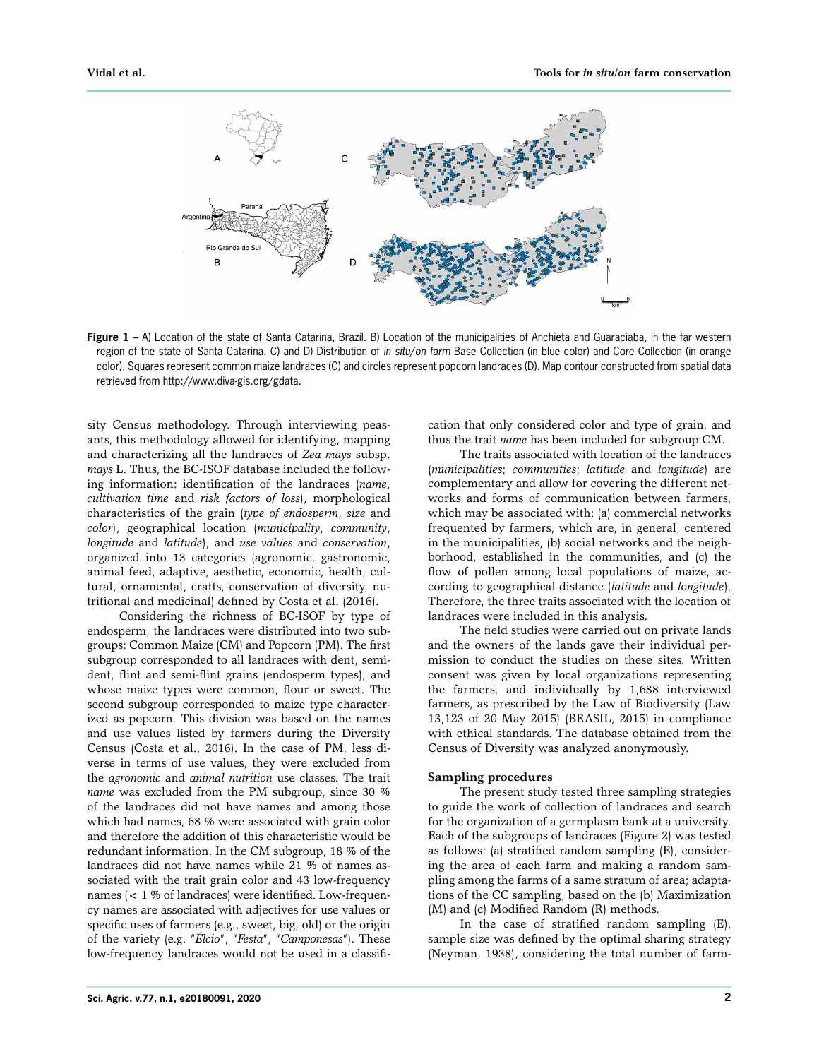**Figure 1** – A) Location of the state of Santa Catarina, Brazil. B) Location of the municipalities of Anchieta and Guaraciaba, in the far western region of the state of Santa Catarina. C) and D) Distribution of *in situ/on farm* Base Collection (in blue color) and Core Collection (in orange color). Squares represent common maize landraces (C) and circles represent popcorn landraces (D). Map contour constructed from spatial data retrieved from http://www.diva-gis.org/gdata.

sity Census methodology. Through interviewing peasants, this methodology allowed for identifying, mapping and characterizing all the landraces of *Zea mays* subsp. *mays* L. Thus, the BC-ISOF database included the following information: identification of the landraces (*name*, *cultivation time* and *risk factors of loss*), morphological characteristics of the grain (*type of endosperm*, *size* and *color*), geographical location (*municipality*, *community*, *longitude* and *latitude*), and *use values* and *conservation*, organized into 13 categories (agronomic, gastronomic, animal feed, adaptive, aesthetic, economic, health, cultural, ornamental, crafts, conservation of diversity, nutritional and medicinal) defined by Costa et al. (2016).

Considering the richness of BC-ISOF by type of endosperm, the landraces were distributed into two subgroups: Common Maize (CM) and Popcorn (PM). The first subgroup corresponded to all landraces with dent, semident, flint and semi-flint grains (endosperm types), and whose maize types were common, flour or sweet. The second subgroup corresponded to maize type characterized as popcorn. This division was based on the names and use values listed by farmers during the Diversity Census (Costa et al., 2016). In the case of PM, less diverse in terms of use values, they were excluded from the *agronomic* and *animal nutrition* use classes. The trait *name* was excluded from the PM subgroup, since 30 % of the landraces did not have names and among those which had names, 68 % were associated with grain color and therefore the addition of this characteristic would be redundant information. In the CM subgroup, 18 % of the landraces did not have names while 21 % of names associated with the trait grain color and 43 low-frequency names (< 1 % of landraces) were identified. Low-frequency names are associated with adjectives for use values or specific uses of farmers (e.g., sweet, big, old) or the origin of the variety (e.g. "*Élcio*", "*Festa*", "*Camponesas*"). These low-frequency landraces would not be used in a classification that only considered color and type of grain, and thus the trait *name* has been included for subgroup CM.

The traits associated with location of the landraces (*municipalities*; *communities*; *latitude* and *longitude*) are complementary and allow for covering the different networks and forms of communication between farmers, which may be associated with: (a) commercial networks frequented by farmers, which are, in general, centered in the municipalities, (b) social networks and the neighborhood, established in the communities, and (c) the flow of pollen among local populations of maize, according to geographical distance (*latitude* and *longitude*). Therefore, the three traits associated with the location of landraces were included in this analysis.

The field studies were carried out on private lands and the owners of the lands gave their individual permission to conduct the studies on these sites. Written consent was given by local organizations representing the farmers, and individually by 1,688 interviewed farmers, as prescribed by the Law of Biodiversity (Law 13,123 of 20 May 2015) (BRASIL, 2015) in compliance with ethical standards. The database obtained from the Census of Diversity was analyzed anonymously.

### Sampling procedures

The present study tested three sampling strategies to guide the work of collection of landraces and search for the organization of a germplasm bank at a university. Each of the subgroups of landraces (Figure 2) was tested as follows: (a) stratified random sampling (E), considering the area of each farm and making a random sampling among the farms of a same stratum of area; adaptations of the CC sampling, based on the (b) Maximization (M) and (c) Modified Random (R) methods.

In the case of stratified random sampling (E), sample size was defined by the optimal sharing strategy (Neyman, 1938), considering the total number of farm-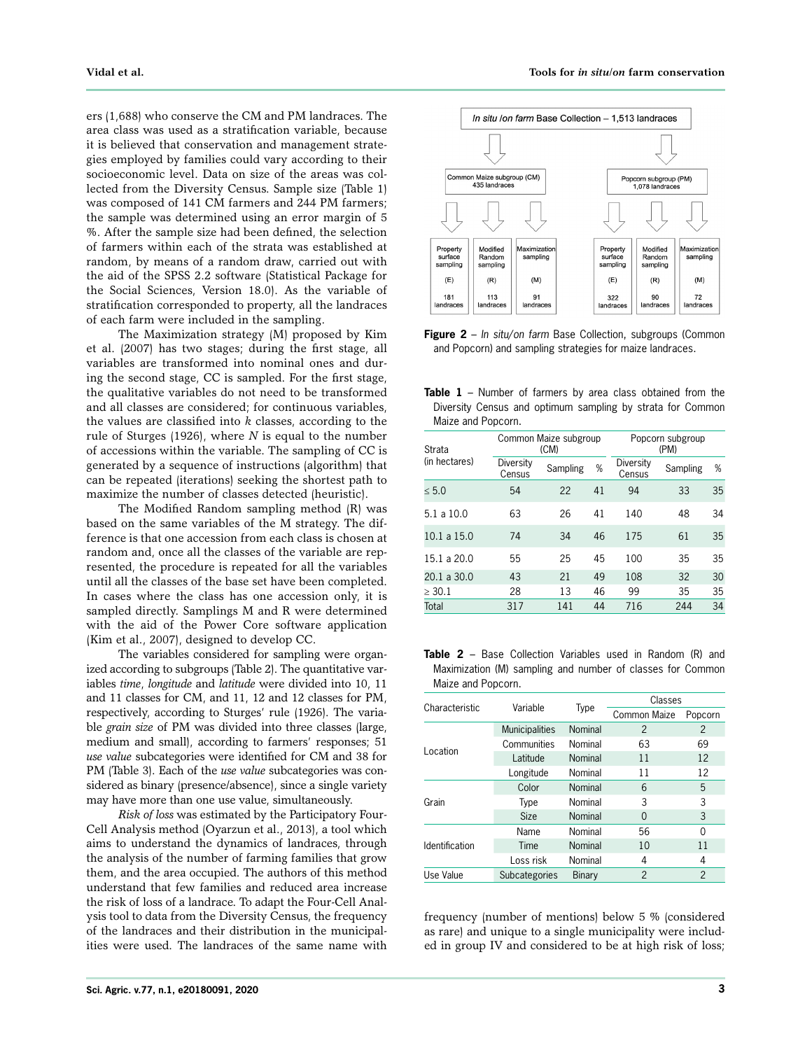ers (1,688) who conserve the CM and PM landraces. The area class was used as a stratification variable, because it is believed that conservation and management strategies employed by families could vary according to their socioeconomic level. Data on size of the areas was collected from the Diversity Census. Sample size (Table 1) was composed of 141 CM farmers and 244 PM farmers; the sample was determined using an error margin of 5 %. After the sample size had been defined, the selection of farmers within each of the strata was established at random, by means of a random draw, carried out with the aid of the SPSS 2.2 software (Statistical Package for the Social Sciences, Version 18.0). As the variable of stratification corresponded to property, all the landraces of each farm were included in the sampling.

The Maximization strategy (M) proposed by Kim et al. (2007) has two stages; during the first stage, all variables are transformed into nominal ones and during the second stage, CC is sampled. For the first stage, the qualitative variables do not need to be transformed and all classes are considered; for continuous variables, the values are classified into $k$ classes, according to the rule of Sturges (1926), where $N$ is equal to the number of accessions within the variable. The sampling of CC is generated by a sequence of instructions (algorithm) that can be repeated (iterations) seeking the shortest path to maximize the number of classes detected (heuristic).

The Modified Random sampling method (R) was based on the same variables of the M strategy. The difference is that one accession from each class is chosen at random and, once all the classes of the variable are represented, the procedure is repeated for all the variables until all the classes of the base set have been completed. In cases where the class has one accession only, it is sampled directly. Samplings M and R were determined with the aid of the Power Core software application (Kim et al., 2007), designed to develop CC.

The variables considered for sampling were organized according to subgroups (Table 2). The quantitative variables *time*, *longitude* and *latitude* were divided into 10, 11 and 11 classes for CM, and 11, 12 and 12 classes for PM, respectively, according to Sturges' rule (1926). The variable *grain size* of PM was divided into three classes (large, medium and small), according to farmers' responses; 51 *use value* subcategories were identified for CM and 38 for PM (Table 3). Each of the *use value* subcategories was considered as binary (presence/absence), since a single variety may have more than one use value, simultaneously.

*Risk of loss* was estimated by the Participatory Four-Cell Analysis method (Oyarzun et al., 2013), a tool which aims to understand the dynamics of landraces, through the analysis of the number of farming families that grow them, and the area occupied. The authors of this method understand that few families and reduced area increase the risk of loss of a landrace. To adapt the Four-Cell Analysis tool to data from the Diversity Census, the frequency of the landraces and their distribution in the municipalities were used. The landraces of the same name with frequency (number of mentions) below 5 % (considered as rare) and unique to a single municipality were included in group IV and considered to be at high risk of loss;

In situ /on farm Base Collection – 1,513 landraces

- Common Maize subgroup (CM) 435 landraces
  - Property surface sampling (E): 181 landraces
  - Modified Random sampling (R): 113 landraces
  - Maximization sampling (M): 91 landraces
- Popcorn subgroup (PM) 1,078 landraces
  - Property surface sampling (E): 322 landraces
  - Modified Random sampling (R): 90 landraces
  - Maximization sampling (M): 72 landraces

**Figure 2** – *In situ/on farm* Base Collection, subgroups (Common and Popcorn) and sampling strategies for maize landraces.

**Table 1** – Number of farmers by area class obtained from the Diversity Census and optimum sampling by strata for Common Maize and Popcorn.

| Strata (in hectares) | Common Maize subgroup (CM) | | | Popcorn subgroup (PM) | | |
|---|---|---|---|---|---|---|
| | Diversity Census | Sampling | % | Diversity Census | Sampling | % |
| ≤ 5.0 | 54 | 22 | 41 | 94 | 33 | 35 |
| 5.1 a 10.0 | 63 | 26 | 41 | 140 | 48 | 34 |
| 10.1 a 15.0 | 74 | 34 | 46 | 175 | 61 | 35 |
| 15.1 a 20.0 | 55 | 25 | 45 | 100 | 35 | 35 |
| 20.1 a 30.0 | 43 | 21 | 49 | 108 | 32 | 30 |
| ≥ 30.1 | 28 | 13 | 46 | 99 | 35 | 35 |
| Total | 317 | 141 | 44 | 716 | 244 | 34 |

**Table 2** – Base Collection Variables used in Random (R) and Maximization (M) sampling and number of classes for Common Maize and Popcorn.

| Characteristic | Variable | Type | Classes | |
|---|---|---|---|---|
| | | | Common Maize | Popcorn |
| Location | Municipalities | Nominal | 2 | 2 |
| | Communities | Nominal | 63 | 69 |
| | Latitude | Nominal | 11 | 12 |
| | Longitude | Nominal | 11 | 12 |
| Grain | Color | Nominal | 6 | 5 |
| | Type | Nominal | 3 | 3 |
| | Size | Nominal | 0 | 3 |
| Identification | Name | Nominal | 56 | 0 |
| | Time | Nominal | 10 | 11 |
| | Loss risk | Nominal | 4 | 4 |
| Use Value | Subcategories | Binary | 2 | 2 |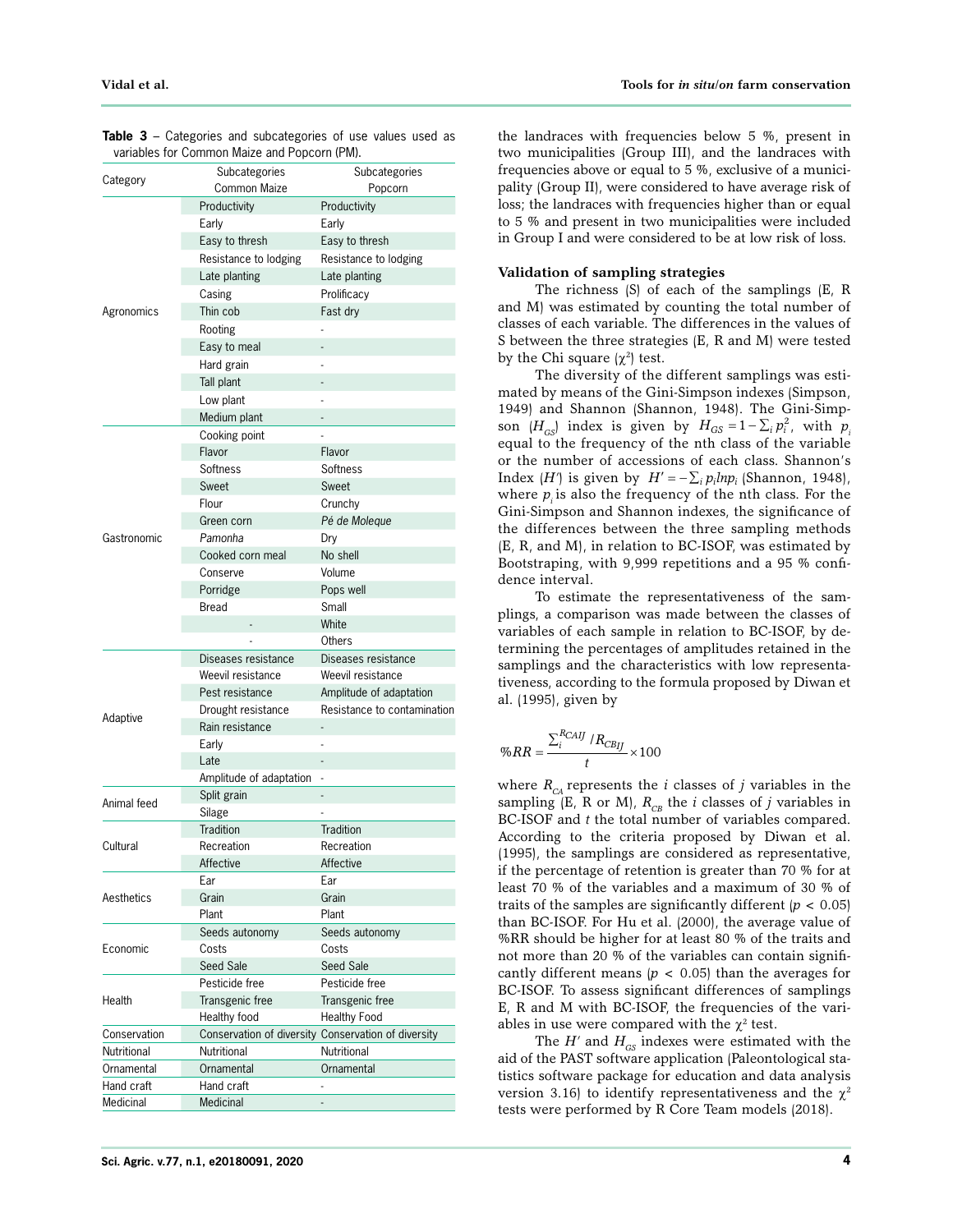**Table 3** – Categories and subcategories of use values used as variables for Common Maize and Popcorn (PM).

| Category | Subcategories Common Maize | Subcategories Popcorn |
|---|---|---|
| Agronomics | Productivity | Productivity |
| | Early | Early |
| | Easy to thresh | Easy to thresh |
| | Resistance to lodging | Resistance to lodging |
| | Late planting | Late planting |
| | Casing | Prolificacy |
| | Thin cob | Fast dry |
| | Rooting | - |
| | Easy to meal | - |
| | Hard grain | - |
| | Tall plant | - |
| | Low plant | - |
| | Medium plant | - |
| Gastronomic | Cooking point | - |
| | Flavor | Flavor |
| | Softness | Softness |
| | Sweet | Sweet |
| | Flour | Crunchy |
| | Green corn | *Pé de Moleque* |
| | *Pamonha* | Dry |
| | Cooked corn meal | No shell |
| | Conserve | Volume |
| | Porridge | Pops well |
| | Bread | Small |
| | - | White |
| | - | Others |
| Adaptive | Diseases resistance | Diseases resistance |
| | Weevil resistance | Weevil resistance |
| | Pest resistance | Amplitude of adaptation |
| | Drought resistance | Resistance to contamination |
| | Rain resistance | - |
| | Early | - |
| | Late | - |
| | Amplitude of adaptation | - |
| Animal feed | Split grain | - |
| | Silage | - |
| Cultural | Tradition | Tradition |
| | Recreation | Recreation |
| | Affective | Affective |
| Aesthetics | Ear | Ear |
| | Grain | Grain |
| | Plant | Plant |
| Economic | Seeds autonomy | Seeds autonomy |
| | Costs | Costs |
| | Seed Sale | Seed Sale |
| Health | Pesticide free | Pesticide free |
| | Transgenic free | Transgenic free |
| | Healthy food | Healthy Food |
| Conservation | Conservation of diversity | Conservation of diversity |
| Nutritional | Nutritional | Nutritional |
| Ornamental | Ornamental | Ornamental |
| Hand craft | Hand craft | - |
| Medicinal | Medicinal | - |

the landraces with frequencies below 5 %, present in two municipalities (Group III), and the landraces with frequencies above or equal to 5 %, exclusive of a municipality (Group II), were considered to have average risk of loss; the landraces with frequencies higher than or equal to 5 % and present in two municipalities were included in Group I and were considered to be at low risk of loss.

### Validation of sampling strategies

The richness (S) of each of the samplings (E, R and M) was estimated by counting the total number of classes of each variable. The differences in the values of S between the three strategies (E, R and M) were tested by the Chi square ($\chi^2$) test.

The diversity of the different samplings was estimated by means of the Gini-Simpson indexes (Simpson, 1949) and Shannon (Shannon, 1948). The Gini-Simpson ($H_{GS}$) index is given by $H_{GS} = 1 - \sum_i p_i^2$, with $p_i$ equal to the frequency of the nth class of the variable or the number of accessions of each class. Shannon's Index ($H'$) is given by $H' = -\sum_i p_i ln p_i$ (Shannon, 1948), where $p_i$ is also the frequency of the nth class. For the Gini-Simpson and Shannon indexes, the significance of the differences between the three sampling methods (E, R, and M), in relation to BC-ISOF, was estimated by Bootstraping, with 9,999 repetitions and a 95 % confidence interval.

To estimate the representativeness of the samplings, a comparison was made between the classes of variables of each sample in relation to BC-ISOF, by determining the percentages of amplitudes retained in the samplings and the characteristics with low representativeness, according to the formula proposed by Diwan et al. (1995), given by

$$\%RR = \frac{\sum_i^{R_{CAIJ}} / R_{CBIJ}}{t} \times 100$$

where $R_{CA}$ represents the $i$ classes of $j$ variables in the sampling (E, R or M), $R_{CB}$ the $i$ classes of $j$ variables in BC-ISOF and $t$ the total number of variables compared. According to the criteria proposed by Diwan et al. (1995), the samplings are considered as representative, if the percentage of retention is greater than 70 % for at least 70 % of the variables and a maximum of 30 % of traits of the samples are significantly different ($p < 0.05$) than BC-ISOF. For Hu et al. (2000), the average value of %RR should be higher for at least 80 % of the traits and not more than 20 % of the variables can contain significantly different means ($p < 0.05$) than the averages for BC-ISOF. To assess significant differences of samplings E, R and M with BC-ISOF, the frequencies of the variables in use were compared with the $\chi^2$ test.

The $H'$ and $H_{GS}$ indexes were estimated with the aid of the PAST software application (Paleontological statistics software package for education and data analysis version 3.16) to identify representativeness and the $\chi^2$ tests were performed by R Core Team models (2018).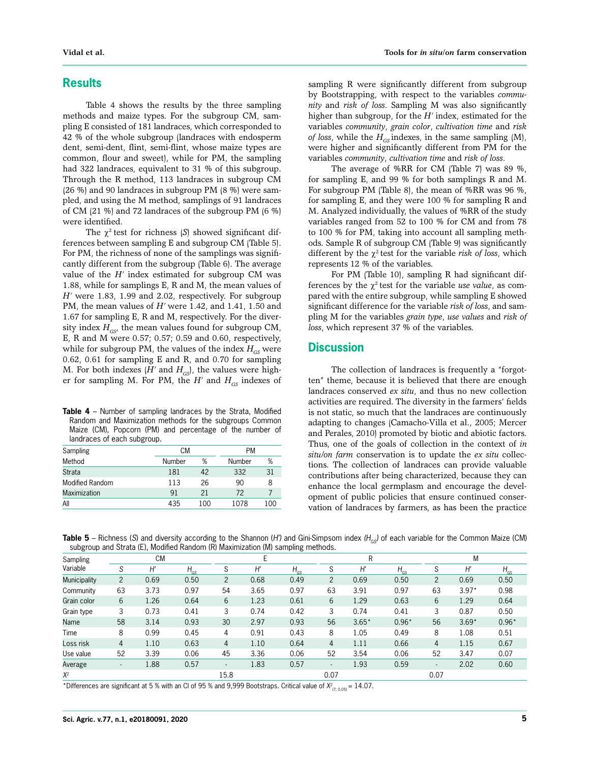## Results

Table 4 shows the results by the three sampling methods and maize types. For the subgroup CM, sampling E consisted of 181 landraces, which corresponded to 42 % of the whole subgroup (landraces with endosperm dent, semi-dent, flint, semi-flint, whose maize types are common, flour and sweet), while for PM, the sampling had 322 landraces, equivalent to 31 % of this subgroup. Through the R method, 113 landraces in subgroup CM (26 %) and 90 landraces in subgroup PM (8 %) were sampled, and using the M method, samplings of 91 landraces of CM (21 %) and 72 landraces of the subgroup PM (6 %) were identified.

The $\chi^2$ test for richness (*S*) showed significant differences between sampling E and subgroup CM (Table 5). For PM, the richness of none of the samplings was significantly different from the subgroup (Table 6). The average value of the $H'$ index estimated for subgroup CM was 1.88, while for samplings E, R and M, the mean values of $H'$ were 1.83, 1.99 and 2.02, respectively. For subgroup PM, the mean values of $H'$ were 1.42, and 1.41, 1.50 and 1.67 for sampling E, R and M, respectively. For the diversity index $H_{GS}$, the mean values found for subgroup CM, E, R and M were 0.57; 0.57; 0.59 and 0.60, respectively, while for subgroup PM, the values of the index $H_{GS}$ were 0.62, 0.61 for sampling E and R, and 0.70 for sampling M. For both indexes ($H'$ and $H_{GS}$), the values were higher for sampling M. For PM, the $H'$ and $H_{GS}$ indexes of sampling R were significantly different from subgroup by Bootstrapping, with respect to the variables *community* and *risk of loss*. Sampling M was also significantly higher than subgroup, for the $H'$ index, estimated for the variables *community*, *grain color*, *cultivation time* and *risk of loss*, while the $H_{GS}$ indexes, in the same sampling (M), were higher and significantly different from PM for the variables *community*, *cultivation time* and *risk of loss*.

The average of %RR for CM (Table 7) was 89 %, for sampling E, and 99 % for both samplings R and M. For subgroup PM (Table 8), the mean of %RR was 96 %, for sampling E, and they were 100 % for sampling R and M. Analyzed individually, the values of %RR of the study variables ranged from 52 to 100 % for CM and from 78 to 100 % for PM, taking into account all sampling methods. Sample R of subgroup CM (Table 9) was significantly different by the $\chi^2$ test for the variable *risk of loss*, which represents 12 % of the variables.

For PM (Table 10), sampling R had significant differences by the $\chi^2$ test for the variable *use value*, as compared with the entire subgroup, while sampling E showed significant difference for the variable *risk of loss*, and sampling M for the variables *grain type*, *use values* and *risk of loss*, which represent 37 % of the variables.

**Table 4** – Number of sampling landraces by the Strata, Modified Random and Maximization methods for the subgroups Common Maize (CM), Popcorn (PM) and percentage of the number of landraces of each subgroup.

| Sampling | CM | | PM | |
|---|---|---|---|---|
| Method | Number | % | Number | % |
| Strata | 181 | 42 | 332 | 31 |
| Modified Random | 113 | 26 | 90 | 8 |
| Maximization | 91 | 21 | 72 | 7 |
| All | 435 | 100 | 1078 | 100 |

## Discussion

The collection of landraces is frequently a "forgotten" theme, because it is believed that there are enough landraces conserved *ex situ*, and thus no new collection activities are required. The diversity in the farmers' fields is not static, so much that the landraces are continuously adapting to changes (Camacho-Villa et al., 2005; Mercer and Perales, 2010) promoted by biotic and abiotic factors. Thus, one of the goals of collection in the context of *in situ/on farm* conservation is to update the *ex situ* collections. The collection of landraces can provide valuable contributions after being characterized, because they can enhance the local germplasm and encourage the development of public policies that ensure continued conservation of landraces by farmers, as has been the practice

**Table 5** – Richness (*S*) and diversity according to the Shannon ($H'$) and Gini-Simpsom index ($H_{GS}$) of each variable for the Common Maize (CM) subgroup and Strata (E), Modified Random (R) Maximization (M) sampling methods.

| Sampling | CM | | | E | | | R | | | M | | |
|---|---|---|---|---|---|---|---|---|---|---|---|---|
| Variable | *S* | $H'$ | $H_{GS}$ | *S* | $H'$ | $H_{GS}$ | *S* | $H'$ | $H_{GS}$ | *S* | $H'$ | $H_{GS}$ |
| Municipality | 2 | 0.69 | 0.50 | 2 | 0.68 | 0.49 | 2 | 0.69 | 0.50 | 2 | 0.69 | 0.50 |
| Community | 63 | 3.73 | 0.97 | 54 | 3.65 | 0.97 | 63 | 3.91 | 0.97 | 63 | 3.97* | 0.98 |
| Grain color | 6 | 1.26 | 0.64 | 6 | 1.23 | 0.61 | 6 | 1.29 | 0.63 | 6 | 1.29 | 0.64 |
| Grain type | 3 | 0.73 | 0.41 | 3 | 0.74 | 0.42 | 3 | 0.74 | 0.41 | 3 | 0.87 | 0.50 |
| Name | 58 | 3.14 | 0.93 | 30 | 2.97 | 0.93 | 56 | 3.65* | 0.96* | 56 | 3.69* | 0.96* |
| Time | 8 | 0.99 | 0.45 | 4 | 0.91 | 0.43 | 8 | 1.05 | 0.49 | 8 | 1.08 | 0.51 |
| Loss risk | 4 | 1.10 | 0.63 | 4 | 1.10 | 0.64 | 4 | 1.11 | 0.66 | 4 | 1.15 | 0.67 |
| Use value | 52 | 3.39 | 0.06 | 45 | 3.36 | 0.06 | 52 | 3.54 | 0.06 | 52 | 3.47 | 0.07 |
| Average | - | 1.88 | 0.57 | - | 1.83 | 0.57 | - | 1.93 | 0.59 | - | 2.02 | 0.60 |
| $X^2$ | | | | 15.8 | | | 0.07 | | | 0.07 | | |

*Differences are significant at 5 % with an CI of 95 % and 9,999 Bootstraps. Critical value of $X^2_{(7; 0.05)}$ = 14.07.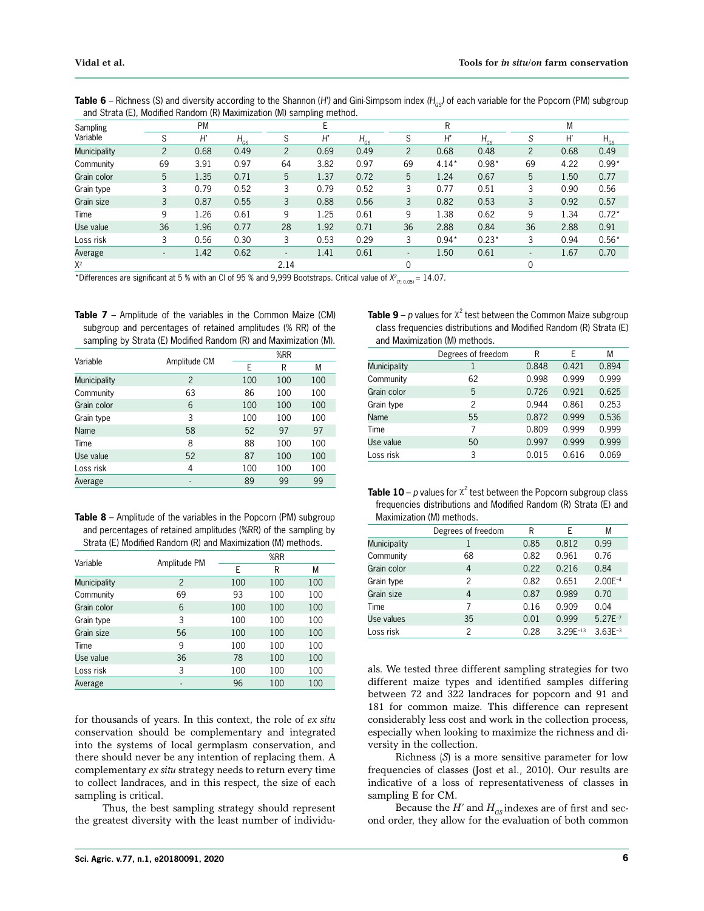**Table 6** – Richness (S) and diversity according to the Shannon (*H'*) and Gini-Simpsom index ($H_{GS}$) of each variable for the Popcorn (PM) subgroup and Strata (E), Modified Random (R) Maximization (M) sampling method.

| Sampling Variable | PM | | | E | | | R | | | M | | |
|---|---|---|---|---|---|---|---|---|---|---|---|---|
| | S | *H'* | $H_{GS}$ | S | *H'* | $H_{GS}$ | S | *H'* | $H_{GS}$ | S | H' | $H_{GS}$ |
| Municipality | 2 | 0.68 | 0.49 | 2 | 0.69 | 0.49 | 2 | 0.68 | 0.48 | 2 | 0.68 | 0.49 |
| Community | 69 | 3.91 | 0.97 | 64 | 3.82 | 0.97 | 69 | 4.14* | 0.98* | 69 | 4.22 | 0.99* |
| Grain color | 5 | 1.35 | 0.71 | 5 | 1.37 | 0.72 | 5 | 1.24 | 0.67 | 5 | 1.50 | 0.77 |
| Grain type | 3 | 0.79 | 0.52 | 3 | 0.79 | 0.52 | 3 | 0.77 | 0.51 | 3 | 0.90 | 0.56 |
| Grain size | 3 | 0.87 | 0.55 | 3 | 0.88 | 0.56 | 3 | 0.82 | 0.53 | 3 | 0.92 | 0.57 |
| Time | 9 | 1.26 | 0.61 | 9 | 1.25 | 0.61 | 9 | 1.38 | 0.62 | 9 | 1.34 | 0.72* |
| Use value | 36 | 1.96 | 0.77 | 28 | 1.92 | 0.71 | 36 | 2.88 | 0.84 | 36 | 2.88 | 0.91 |
| Loss risk | 3 | 0.56 | 0.30 | 3 | 0.53 | 0.29 | 3 | 0.94* | 0.23* | 3 | 0.94 | 0.56* |
| Average | - | 1.42 | 0.62 | - | 1.41 | 0.61 | - | 1.50 | 0.61 | - | 1.67 | 0.70 |
| $X^2$ | | | | 2.14 | | | 0 | | | 0 | | |

*Differences are significant at 5 % with an CI of 95 % and 9,999 Bootstraps. Critical value of $X^2_{(7; 0.05)}$ = 14.07.

**Table 7** – Amplitude of the variables in the Common Maize (CM) subgroup and percentages of retained amplitudes (% RR) of the sampling by Strata (E) Modified Random (R) and Maximization (M).

| Variable | Amplitude CM | %RR | | |
|---|---|---|---|---|
| | | E | R | M |
| Municipality | 2 | 100 | 100 | 100 |
| Community | 63 | 86 | 100 | 100 |
| Grain color | 6 | 100 | 100 | 100 |
| Grain type | 3 | 100 | 100 | 100 |
| Name | 58 | 52 | 97 | 97 |
| Time | 8 | 88 | 100 | 100 |
| Use value | 52 | 87 | 100 | 100 |
| Loss risk | 4 | 100 | 100 | 100 |
| Average | - | 89 | 99 | 99 |

**Table 8** – Amplitude of the variables in the Popcorn (PM) subgroup and percentages of retained amplitudes (%RR) of the sampling by Strata (E) Modified Random (R) and Maximization (M) methods.

| Variable | Amplitude PM | %RR | | |
|---|---|---|---|---|
| | | E | R | M |
| Municipality | 2 | 100 | 100 | 100 |
| Community | 69 | 93 | 100 | 100 |
| Grain color | 6 | 100 | 100 | 100 |
| Grain type | 3 | 100 | 100 | 100 |
| Grain size | 56 | 100 | 100 | 100 |
| Time | 9 | 100 | 100 | 100 |
| Use value | 36 | 78 | 100 | 100 |
| Loss risk | 3 | 100 | 100 | 100 |
| Average | - | 96 | 100 | 100 |

**Table 9** – *p* values for $\chi^2$ test between the Common Maize subgroup class frequencies distributions and Modified Random (R) Strata (E) and Maximization (M) methods.

| | Degrees of freedom | R | E | M |
|---|---|---|---|---|
| Municipality | 1 | 0.848 | 0.421 | 0.894 |
| Community | 62 | 0.998 | 0.999 | 0.999 |
| Grain color | 5 | 0.726 | 0.921 | 0.625 |
| Grain type | 2 | 0.944 | 0.861 | 0.253 |
| Name | 55 | 0.872 | 0.999 | 0.536 |
| Time | 7 | 0.809 | 0.999 | 0.999 |
| Use value | 50 | 0.997 | 0.999 | 0.999 |
| Loss risk | 3 | 0.015 | 0.616 | 0.069 |

**Table 10** – *p* values for $\chi^2$ test between the Popcorn subgroup class frequencies distributions and Modified Random (R) Strata (E) and Maximization (M) methods.

| | Degrees of freedom | R | E | M |
|---|---|---|---|---|
| Municipality | 1 | 0.85 | 0.812 | 0.99 |
| Community | 68 | 0.82 | 0.961 | 0.76 |
| Grain color | 4 | 0.22 | 0.216 | 0.84 |
| Grain type | 2 | 0.82 | 0.651 | 2.00E$^{-4}$ |
| Grain size | 4 | 0.87 | 0.989 | 0.70 |
| Time | 7 | 0.16 | 0.909 | 0.04 |
| Use values | 35 | 0.01 | 0.999 | 5.27E$^{-7}$ |
| Loss risk | 2 | 0.28 | 3.29E$^{-13}$ | 3.63E$^{-3}$ |

for thousands of years. In this context, the role of *ex situ* conservation should be complementary and integrated into the systems of local germplasm conservation, and there should never be any intention of replacing them. A complementary *ex situ* strategy needs to return every time to collect landraces, and in this respect, the size of each sampling is critical.

Thus, the best sampling strategy should represent the greatest diversity with the least number of individuals. We tested three different sampling strategies for two different maize types and identified samples differing between 72 and 322 landraces for popcorn and 91 and 181 for common maize. This difference can represent considerably less cost and work in the collection process, especially when looking to maximize the richness and diversity in the collection.

Richness (*S*) is a more sensitive parameter for low frequencies of classes (Jost et al., 2010). Our results are indicative of a loss of representativeness of classes in sampling E for CM.

Because the $H'$ and $H_{GS}$ indexes are of first and second order, they allow for the evaluation of both common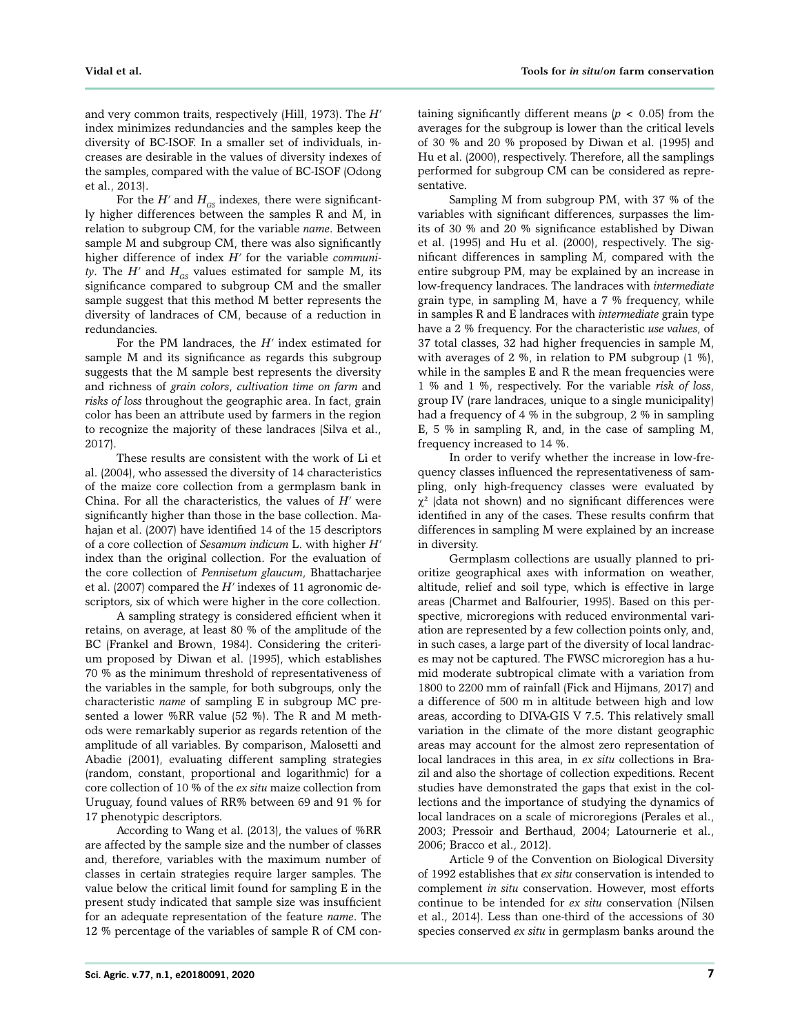and very common traits, respectively (Hill, 1973). The $H'$ index minimizes redundancies and the samples keep the diversity of BC-ISOF. In a smaller set of individuals, increases are desirable in the values of diversity indexes of the samples, compared with the value of BC-ISOF (Odong et al., 2013).

For the $H'$ and $H_{GS}$ indexes, there were significantly higher differences between the samples R and M, in relation to subgroup CM, for the variable *name*. Between sample M and subgroup CM, there was also significantly higher difference of index $H'$ for the variable *community*. The $H'$ and $H_{GS}$ values estimated for sample M, its significance compared to subgroup CM and the smaller sample suggest that this method M better represents the diversity of landraces of CM, because of a reduction in redundancies.

For the PM landraces, the $H'$ index estimated for sample M and its significance as regards this subgroup suggests that the M sample best represents the diversity and richness of *grain colors*, *cultivation time on farm* and *risks of loss* throughout the geographic area. In fact, grain color has been an attribute used by farmers in the region to recognize the majority of these landraces (Silva et al., 2017).

These results are consistent with the work of Li et al. (2004), who assessed the diversity of 14 characteristics of the maize core collection from a germplasm bank in China. For all the characteristics, the values of $H'$ were significantly higher than those in the base collection. Mahajan et al. (2007) have identified 14 of the 15 descriptors of a core collection of *Sesamum indicum* L. with higher $H'$ index than the original collection. For the evaluation of the core collection of *Pennisetum glaucum*, Bhattacharjee et al. (2007) compared the $H'$ indexes of 11 agronomic descriptors, six of which were higher in the core collection.

A sampling strategy is considered efficient when it retains, on average, at least 80 % of the amplitude of the BC (Frankel and Brown, 1984). Considering the criterium proposed by Diwan et al. (1995), which establishes 70 % as the minimum threshold of representativeness of the variables in the sample, for both subgroups, only the characteristic *name* of sampling E in subgroup MC presented a lower %RR value (52 %). The R and M methods were remarkably superior as regards retention of the amplitude of all variables. By comparison, Malosetti and Abadie (2001), evaluating different sampling strategies (random, constant, proportional and logarithmic) for a core collection of 10 % of the *ex situ* maize collection from Uruguay, found values of RR% between 69 and 91 % for 17 phenotypic descriptors.

According to Wang et al. (2013), the values of %RR are affected by the sample size and the number of classes and, therefore, variables with the maximum number of classes in certain strategies require larger samples. The value below the critical limit found for sampling E in the present study indicated that sample size was insufficient for an adequate representation of the feature *name*. The 12 % percentage of the variables of sample R of CM containing significantly different means ($p < 0.05$) from the averages for the subgroup is lower than the critical levels of 30 % and 20 % proposed by Diwan et al. (1995) and Hu et al. (2000), respectively. Therefore, all the samplings performed for subgroup CM can be considered as representative.

Sampling M from subgroup PM, with 37 % of the variables with significant differences, surpasses the limits of 30 % and 20 % significance established by Diwan et al. (1995) and Hu et al. (2000), respectively. The significant differences in sampling M, compared with the entire subgroup PM, may be explained by an increase in low-frequency landraces. The landraces with *intermediate* grain type, in sampling M, have a 7 % frequency, while in samples R and E landraces with *intermediate* grain type have a 2 % frequency. For the characteristic *use values*, of 37 total classes, 32 had higher frequencies in sample M, with averages of 2 %, in relation to PM subgroup (1 %), while in the samples E and R the mean frequencies were 1 % and 1 %, respectively. For the variable *risk of loss*, group IV (rare landraces, unique to a single municipality) had a frequency of 4 % in the subgroup, 2 % in sampling E, 5 % in sampling R, and, in the case of sampling M, frequency increased to 14 %.

In order to verify whether the increase in low-frequency classes influenced the representativeness of sampling, only high-frequency classes were evaluated by $\chi^2$ (data not shown) and no significant differences were identified in any of the cases. These results confirm that differences in sampling M were explained by an increase in diversity.

Germplasm collections are usually planned to prioritize geographical axes with information on weather, altitude, relief and soil type, which is effective in large areas (Charmet and Balfourier, 1995). Based on this perspective, microregions with reduced environmental variation are represented by a few collection points only, and, in such cases, a large part of the diversity of local landraces may not be captured. The FWSC microregion has a humid moderate subtropical climate with a variation from 1800 to 2200 mm of rainfall (Fick and Hijmans, 2017) and a difference of 500 m in altitude between high and low areas, according to DIVA-GIS V 7.5. This relatively small variation in the climate of the more distant geographic areas may account for the almost zero representation of local landraces in this area, in *ex situ* collections in Brazil and also the shortage of collection expeditions. Recent studies have demonstrated the gaps that exist in the collections and the importance of studying the dynamics of local landraces on a scale of microregions (Perales et al., 2003; Pressoir and Berthaud, 2004; Latournerie et al., 2006; Bracco et al., 2012).

Article 9 of the Convention on Biological Diversity of 1992 establishes that *ex situ* conservation is intended to complement *in situ* conservation. However, most efforts continue to be intended for *ex situ* conservation (Nilsen et al., 2014). Less than one-third of the accessions of 30 species conserved *ex situ* in germplasm banks around the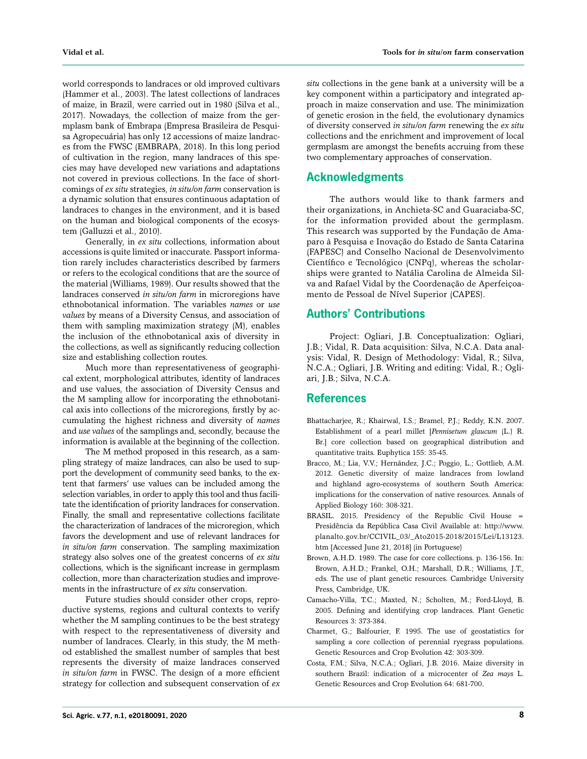world corresponds to landraces or old improved cultivars (Hammer et al., 2003). The latest collections of landraces of maize, in Brazil, were carried out in 1980 (Silva et al., 2017). Nowadays, the collection of maize from the germplasm bank of Embrapa (Empresa Brasileira de Pesquisa Agropecuária) has only 12 accessions of maize landraces from the FWSC (EMBRAPA, 2018). In this long period of cultivation in the region, many landraces of this species may have developed new variations and adaptations not covered in previous collections. In the face of shortcomings of *ex situ* strategies, *in situ/on farm* conservation is a dynamic solution that ensures continuous adaptation of landraces to changes in the environment, and it is based on the human and biological components of the ecosystem (Galluzzi et al., 2010).

Generally, in *ex situ* collections, information about accessions is quite limited or inaccurate. Passport information rarely includes characteristics described by farmers or refers to the ecological conditions that are the source of the material (Williams, 1989). Our results showed that the landraces conserved *in situ/on farm* in microregions have ethnobotanical information. The variables *names* or *use values* by means of a Diversity Census, and association of them with sampling maximization strategy (M), enables the inclusion of the ethnobotanical axis of diversity in the collections, as well as significantly reducing collection size and establishing collection routes.

Much more than representativeness of geographical extent, morphological attributes, identity of landraces and use values, the association of Diversity Census and the M sampling allow for incorporating the ethnobotanical axis into collections of the microregions, firstly by accumulating the highest richness and diversity of *names* and *use values* of the samplings and, secondly, because the information is available at the beginning of the collection.

The M method proposed in this research, as a sampling strategy of maize landraces, can also be used to support the development of community seed banks, to the extent that farmers' use values can be included among the selection variables, in order to apply this tool and thus facilitate the identification of priority landraces for conservation. Finally, the small and representative collections facilitate the characterization of landraces of the microregion, which favors the development and use of relevant landraces for *in situ/on farm* conservation. The sampling maximization strategy also solves one of the greatest concerns of *ex situ* collections, which is the significant increase in germplasm collection, more than characterization studies and improvements in the infrastructure of *ex situ* conservation.

Future studies should consider other crops, reproductive systems, regions and cultural contexts to verify whether the M sampling continues to be the best strategy with respect to the representativeness of diversity and number of landraces. Clearly, in this study, the M method established the smallest number of samples that best represents the diversity of maize landraces conserved *in situ/on farm* in FWSC. The design of a more efficient strategy for collection and subsequent conservation of *ex situ* collections in the gene bank at a university will be a key component within a participatory and integrated approach in maize conservation and use. The minimization of genetic erosion in the field, the evolutionary dynamics of diversity conserved *in situ/on farm* renewing the *ex situ* collections and the enrichment and improvement of local germplasm are amongst the benefits accruing from these two complementary approaches of conservation.

## Acknowledgments

The authors would like to thank farmers and their organizations, in Anchieta-SC and Guaraciaba-SC, for the information provided about the germplasm. This research was supported by the Fundação de Amparo à Pesquisa e Inovação do Estado de Santa Catarina (FAPESC) and Conselho Nacional de Desenvolvimento Científico e Tecnológico (CNPq), whereas the scholarships were granted to Natália Carolina de Almeida Silva and Rafael Vidal by the Coordenação de Aperfeiçoamento de Pessoal de Nível Superior (CAPES).

## Authors' Contributions

Project: Ogliari, J.B. Conceptualization: Ogliari, J.B.; Vidal, R. Data acquisition: Silva, N.C.A. Data analysis: Vidal, R. Design of Methodology: Vidal, R.; Silva, N.C.A.; Ogliari, J.B. Writing and editing: Vidal, R.; Ogliari, J.B.; Silva, N.C.A.

## References

Bhattacharjee, R.; Khairwal, I.S.; Bramel, P.J.; Reddy, K.N. 2007. Establishment of a pearl millet [*Pennisetum glaucum* (L.) R. Br.] core collection based on geographical distribution and quantitative traits. Euphytica 155: 35-45.

Bracco, M.; Lia, V.V.; Hernández, J.C.; Poggio, L.; Gottlieb, A.M. 2012. Genetic diversity of maize landraces from lowland and highland agro-ecosystems of southern South America: implications for the conservation of native resources. Annals of Applied Biology 160: 308-321.

BRASIL. 2015. Presidency of the Republic Civil House = Presidência da República Casa Civil Available at: http://www.planalto.gov.br/CCIVIL_03/_Ato2015-2018/2015/Lei/L13123.htm [Accessed June 21, 2018] (in Portuguese)

Brown, A.H.D. 1989. The case for core collections. p. 136-156. In: Brown, A.H.D.; Frankel, O.H.; Marshall, D.R.; Williams, J.T., eds. The use of plant genetic resources. Cambridge University Press, Cambridge, UK.

Camacho-Villa, T.C.; Maxted, N.; Scholten, M.; Ford-Lloyd, B. 2005. Defining and identifying crop landraces. Plant Genetic Resources 3: 373-384.

Charmet, G.; Balfourier, F. 1995. The use of geostatistics for sampling a core collection of perennial ryegrass populations. Genetic Resources and Crop Evolution 42: 303-309.

Costa, F.M.; Silva, N.C.A.; Ogliari, J.B. 2016. Maize diversity in southern Brazil: indication of a microcenter of *Zea mays* L. Genetic Resources and Crop Evolution 64: 681-700.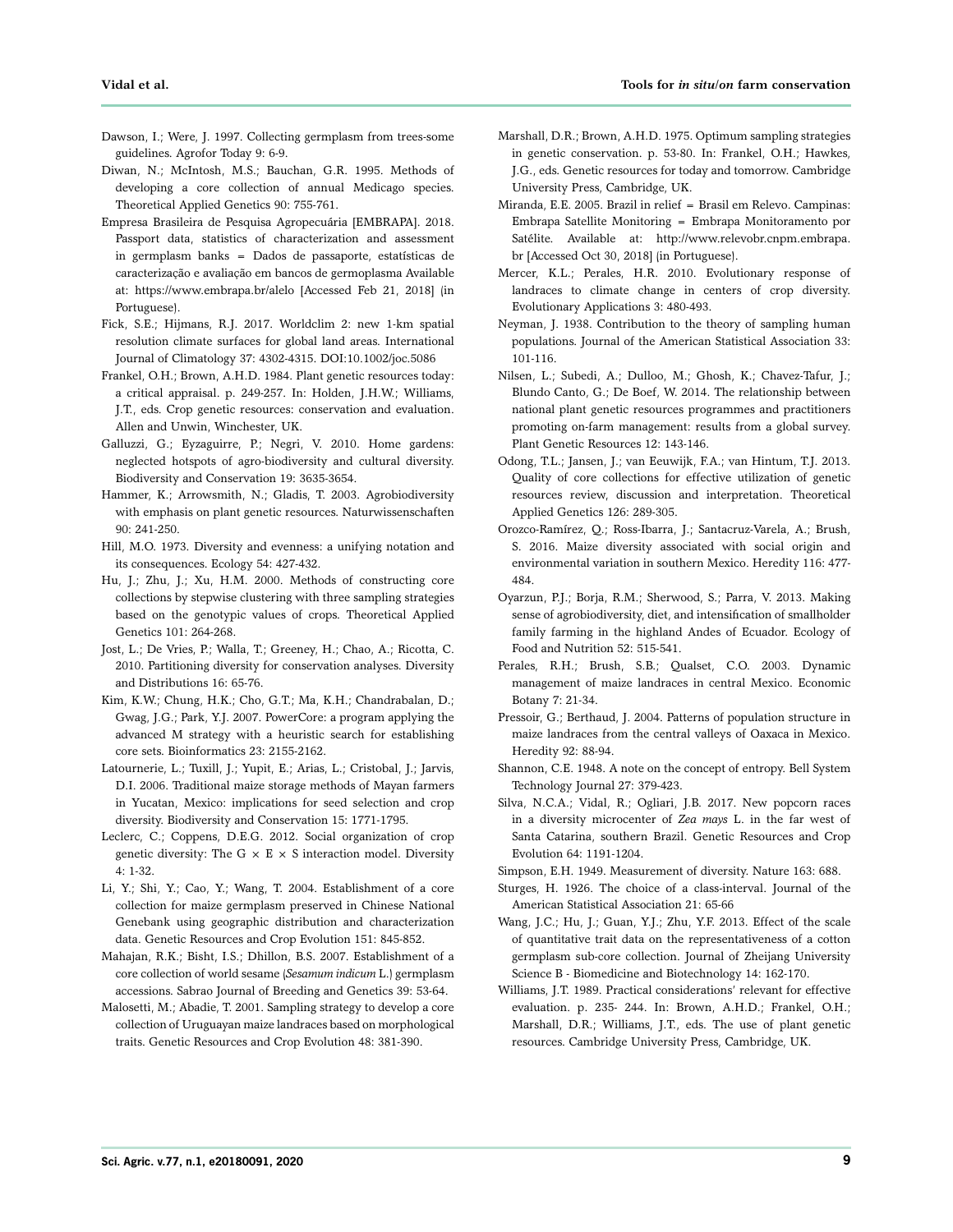Dawson, I.; Were, J. 1997. Collecting germplasm from trees-some guidelines. Agrofor Today 9: 6-9.

Diwan, N.; McIntosh, M.S.; Bauchan, G.R. 1995. Methods of developing a core collection of annual Medicago species. Theoretical Applied Genetics 90: 755-761.

Empresa Brasileira de Pesquisa Agropecuária [EMBRAPA]. 2018. Passport data, statistics of characterization and assessment in germplasm banks = Dados de passaporte, estatísticas de caracterização e avaliação em bancos de germoplasma Available at: https://www.embrapa.br/alelo [Accessed Feb 21, 2018] (in Portuguese).

Fick, S.E.; Hijmans, R.J. 2017. Worldclim 2: new 1-km spatial resolution climate surfaces for global land areas. International Journal of Climatology 37: 4302-4315. DOI:10.1002/joc.5086

Frankel, O.H.; Brown, A.H.D. 1984. Plant genetic resources today: a critical appraisal. p. 249-257. In: Holden, J.H.W.; Williams, J.T., eds. Crop genetic resources: conservation and evaluation. Allen and Unwin, Winchester, UK.

Galluzzi, G.; Eyzaguirre, P.; Negri, V. 2010. Home gardens: neglected hotspots of agro-biodiversity and cultural diversity. Biodiversity and Conservation 19: 3635-3654.

Hammer, K.; Arrowsmith, N.; Gladis, T. 2003. Agrobiodiversity with emphasis on plant genetic resources. Naturwissenschaften 90: 241-250.

Hill, M.O. 1973. Diversity and evenness: a unifying notation and its consequences. Ecology 54: 427-432.

Hu, J.; Zhu, J.; Xu, H.M. 2000. Methods of constructing core collections by stepwise clustering with three sampling strategies based on the genotypic values of crops. Theoretical Applied Genetics 101: 264-268.

Jost, L.; De Vries, P.; Walla, T.; Greeney, H.; Chao, A.; Ricotta, C. 2010. Partitioning diversity for conservation analyses. Diversity and Distributions 16: 65-76.

Kim, K.W.; Chung, H.K.; Cho, G.T.; Ma, K.H.; Chandrabalan, D.; Gwag, J.G.; Park, Y.J. 2007. PowerCore: a program applying the advanced M strategy with a heuristic search for establishing core sets. Bioinformatics 23: 2155-2162.

Latournerie, L.; Tuxill, J.; Yupit, E.; Arias, L.; Cristobal, J.; Jarvis, D.I. 2006. Traditional maize storage methods of Mayan farmers in Yucatan, Mexico: implications for seed selection and crop diversity. Biodiversity and Conservation 15: 1771-1795.

Leclerc, C.; Coppens, D.E.G. 2012. Social organization of crop genetic diversity: The G × E × S interaction model. Diversity 4: 1-32.

Li, Y.; Shi, Y.; Cao, Y.; Wang, T. 2004. Establishment of a core collection for maize germplasm preserved in Chinese National Genebank using geographic distribution and characterization data. Genetic Resources and Crop Evolution 151: 845-852.

Mahajan, R.K.; Bisht, I.S.; Dhillon, B.S. 2007. Establishment of a core collection of world sesame (*Sesamum indicum* L.) germplasm accessions. Sabrao Journal of Breeding and Genetics 39: 53-64.

Malosetti, M.; Abadie, T. 2001. Sampling strategy to develop a core collection of Uruguayan maize landraces based on morphological traits. Genetic Resources and Crop Evolution 48: 381-390.

Marshall, D.R.; Brown, A.H.D. 1975. Optimum sampling strategies in genetic conservation. p. 53-80. In: Frankel, O.H.; Hawkes, J.G., eds. Genetic resources for today and tomorrow. Cambridge University Press, Cambridge, UK.

Miranda, E.E. 2005. Brazil in relief = Brasil em Relevo. Campinas: Embrapa Satellite Monitoring = Embrapa Monitoramento por Satélite. Available at: http://www.relevobr.cnpm.embrapa.br [Accessed Oct 30, 2018] (in Portuguese).

Mercer, K.L.; Perales, H.R. 2010. Evolutionary response of landraces to climate change in centers of crop diversity. Evolutionary Applications 3: 480-493.

Neyman, J. 1938. Contribution to the theory of sampling human populations. Journal of the American Statistical Association 33: 101-116.

Nilsen, L.; Subedi, A.; Dulloo, M.; Ghosh, K.; Chavez-Tafur, J.; Blundo Canto, G.; De Boef, W. 2014. The relationship between national plant genetic resources programmes and practitioners promoting on-farm management: results from a global survey. Plant Genetic Resources 12: 143-146.

Odong, T.L.; Jansen, J.; van Eeuwijk, F.A.; van Hintum, T.J. 2013. Quality of core collections for effective utilization of genetic resources review, discussion and interpretation. Theoretical Applied Genetics 126: 289-305.

Orozco-Ramírez, Q.; Ross-Ibarra, J.; Santacruz-Varela, A.; Brush, S. 2016. Maize diversity associated with social origin and environmental variation in southern Mexico. Heredity 116: 477-484.

Oyarzun, P.J.; Borja, R.M.; Sherwood, S.; Parra, V. 2013. Making sense of agrobiodiversity, diet, and intensification of smallholder family farming in the highland Andes of Ecuador. Ecology of Food and Nutrition 52: 515-541.

Perales, R.H.; Brush, S.B.; Qualset, C.O. 2003. Dynamic management of maize landraces in central Mexico. Economic Botany 7: 21-34.

Pressoir, G.; Berthaud, J. 2004. Patterns of population structure in maize landraces from the central valleys of Oaxaca in Mexico. Heredity 92: 88-94.

Shannon, C.E. 1948. A note on the concept of entropy. Bell System Technology Journal 27: 379-423.

Silva, N.C.A.; Vidal, R.; Ogliari, J.B. 2017. New popcorn races in a diversity microcenter of *Zea mays* L. in the far west of Santa Catarina, southern Brazil. Genetic Resources and Crop Evolution 64: 1191-1204.

Simpson, E.H. 1949. Measurement of diversity. Nature 163: 688.

Sturges, H. 1926. The choice of a class-interval. Journal of the American Statistical Association 21: 65-66

Wang, J.C.; Hu, J.; Guan, Y.J.; Zhu, Y.F. 2013. Effect of the scale of quantitative trait data on the representativeness of a cotton germplasm sub-core collection. Journal of Zheijang University Science B - Biomedicine and Biotechnology 14: 162-170.

Williams, J.T. 1989. Practical considerations' relevant for effective evaluation. p. 235- 244. In: Brown, A.H.D.; Frankel, O.H.; Marshall, D.R.; Williams, J.T., eds. The use of plant genetic resources. Cambridge University Press, Cambridge, UK.